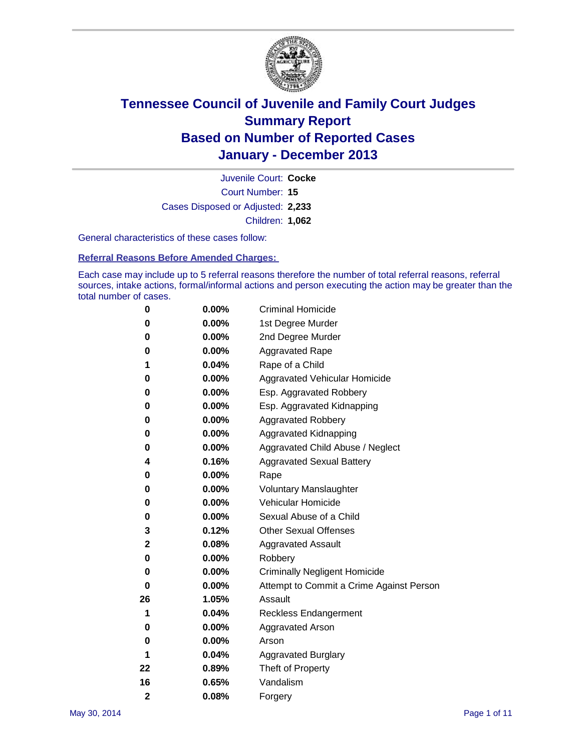# Tennessee Council of Juvenile and Family Court Judges
## Summary Report
## Based on Number of Reported Cases
## January - December 2013

Juvenile Court: **Cocke**

Court Number: **15**

Cases Disposed or Adjusted: **2,233**

Children: **1,062**

General characteristics of these cases follow:

### Referral Reasons Before Amended Charges:

Each case may include up to 5 referral reasons therefore the number of total referral reasons, referral sources, intake actions, formal/informal actions and person executing the action may be greater than the total number of cases.

| Count | Percent | Referral Reason |
|---|---|---|
| 0 | 0.00% | Criminal Homicide |
| 0 | 0.00% | 1st Degree Murder |
| 0 | 0.00% | 2nd Degree Murder |
| 0 | 0.00% | Aggravated Rape |
| 1 | 0.04% | Rape of a Child |
| 0 | 0.00% | Aggravated Vehicular Homicide |
| 0 | 0.00% | Esp. Aggravated Robbery |
| 0 | 0.00% | Esp. Aggravated Kidnapping |
| 0 | 0.00% | Aggravated Robbery |
| 0 | 0.00% | Aggravated Kidnapping |
| 0 | 0.00% | Aggravated Child Abuse / Neglect |
| 4 | 0.16% | Aggravated Sexual Battery |
| 0 | 0.00% | Rape |
| 0 | 0.00% | Voluntary Manslaughter |
| 0 | 0.00% | Vehicular Homicide |
| 0 | 0.00% | Sexual Abuse of a Child |
| 3 | 0.12% | Other Sexual Offenses |
| 2 | 0.08% | Aggravated Assault |
| 0 | 0.00% | Robbery |
| 0 | 0.00% | Criminally Negligent Homicide |
| 0 | 0.00% | Attempt to Commit a Crime Against Person |
| 26 | 1.05% | Assault |
| 1 | 0.04% | Reckless Endangerment |
| 0 | 0.00% | Aggravated Arson |
| 0 | 0.00% | Arson |
| 1 | 0.04% | Aggravated Burglary |
| 22 | 0.89% | Theft of Property |
| 16 | 0.65% | Vandalism |
| 2 | 0.08% | Forgery |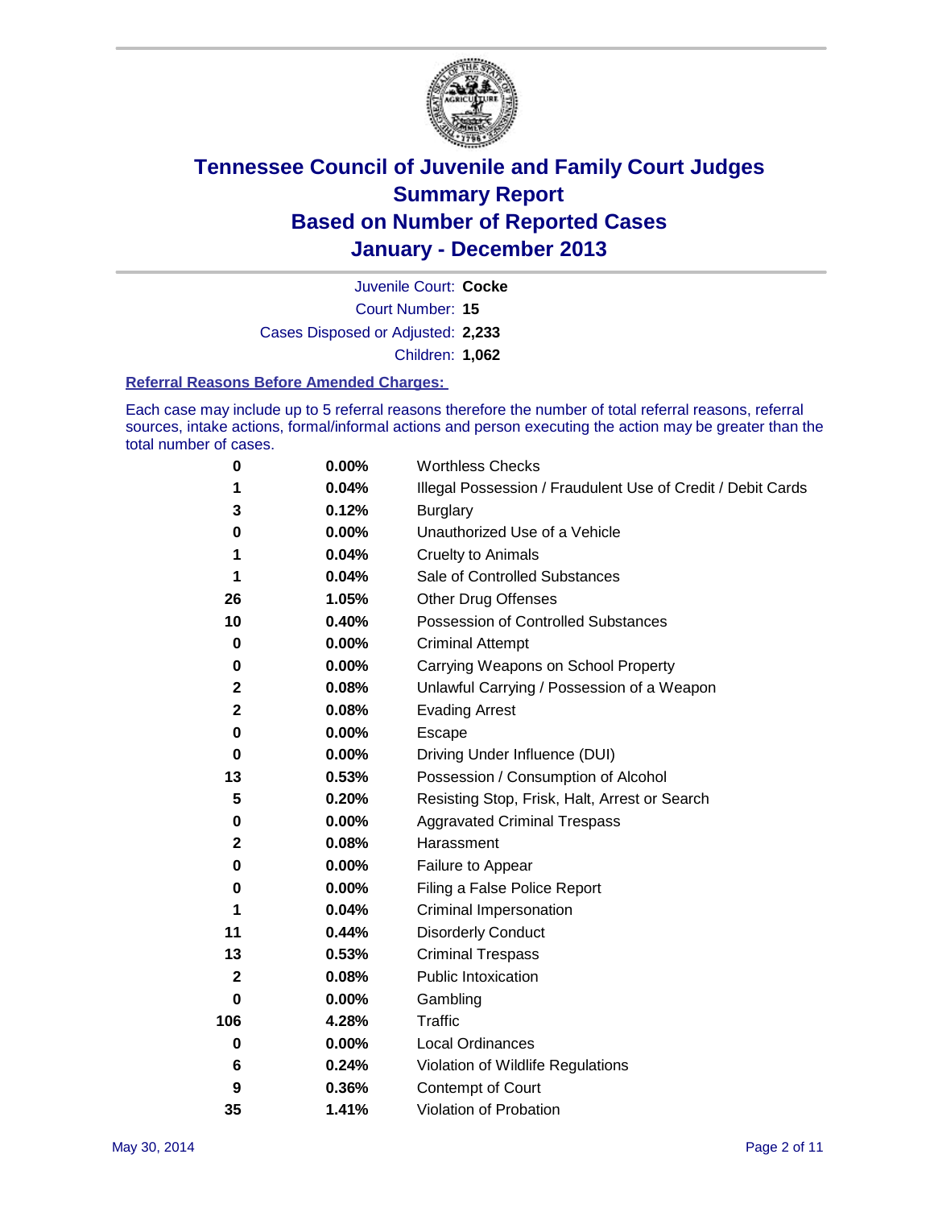# Tennessee Council of Juvenile and Family Court Judges Summary Report Based on Number of Reported Cases January - December 2013

Juvenile Court: **Cocke**

Court Number: **15**

Cases Disposed or Adjusted: **2,233**

Children: **1,062**

### Referral Reasons Before Amended Charges:

Each case may include up to 5 referral reasons therefore the number of total referral reasons, referral sources, intake actions, formal/informal actions and person executing the action may be greater than the total number of cases.

| | | |
|---|---|---|
| 0 | 0.00% | Worthless Checks |
| 1 | 0.04% | Illegal Possession / Fraudulent Use of Credit / Debit Cards |
| 3 | 0.12% | Burglary |
| 0 | 0.00% | Unauthorized Use of a Vehicle |
| 1 | 0.04% | Cruelty to Animals |
| 1 | 0.04% | Sale of Controlled Substances |
| 26 | 1.05% | Other Drug Offenses |
| 10 | 0.40% | Possession of Controlled Substances |
| 0 | 0.00% | Criminal Attempt |
| 0 | 0.00% | Carrying Weapons on School Property |
| 2 | 0.08% | Unlawful Carrying / Possession of a Weapon |
| 2 | 0.08% | Evading Arrest |
| 0 | 0.00% | Escape |
| 0 | 0.00% | Driving Under Influence (DUI) |
| 13 | 0.53% | Possession / Consumption of Alcohol |
| 5 | 0.20% | Resisting Stop, Frisk, Halt, Arrest or Search |
| 0 | 0.00% | Aggravated Criminal Trespass |
| 2 | 0.08% | Harassment |
| 0 | 0.00% | Failure to Appear |
| 0 | 0.00% | Filing a False Police Report |
| 1 | 0.04% | Criminal Impersonation |
| 11 | 0.44% | Disorderly Conduct |
| 13 | 0.53% | Criminal Trespass |
| 2 | 0.08% | Public Intoxication |
| 0 | 0.00% | Gambling |
| 106 | 4.28% | Traffic |
| 0 | 0.00% | Local Ordinances |
| 6 | 0.24% | Violation of Wildlife Regulations |
| 9 | 0.36% | Contempt of Court |
| 35 | 1.41% | Violation of Probation |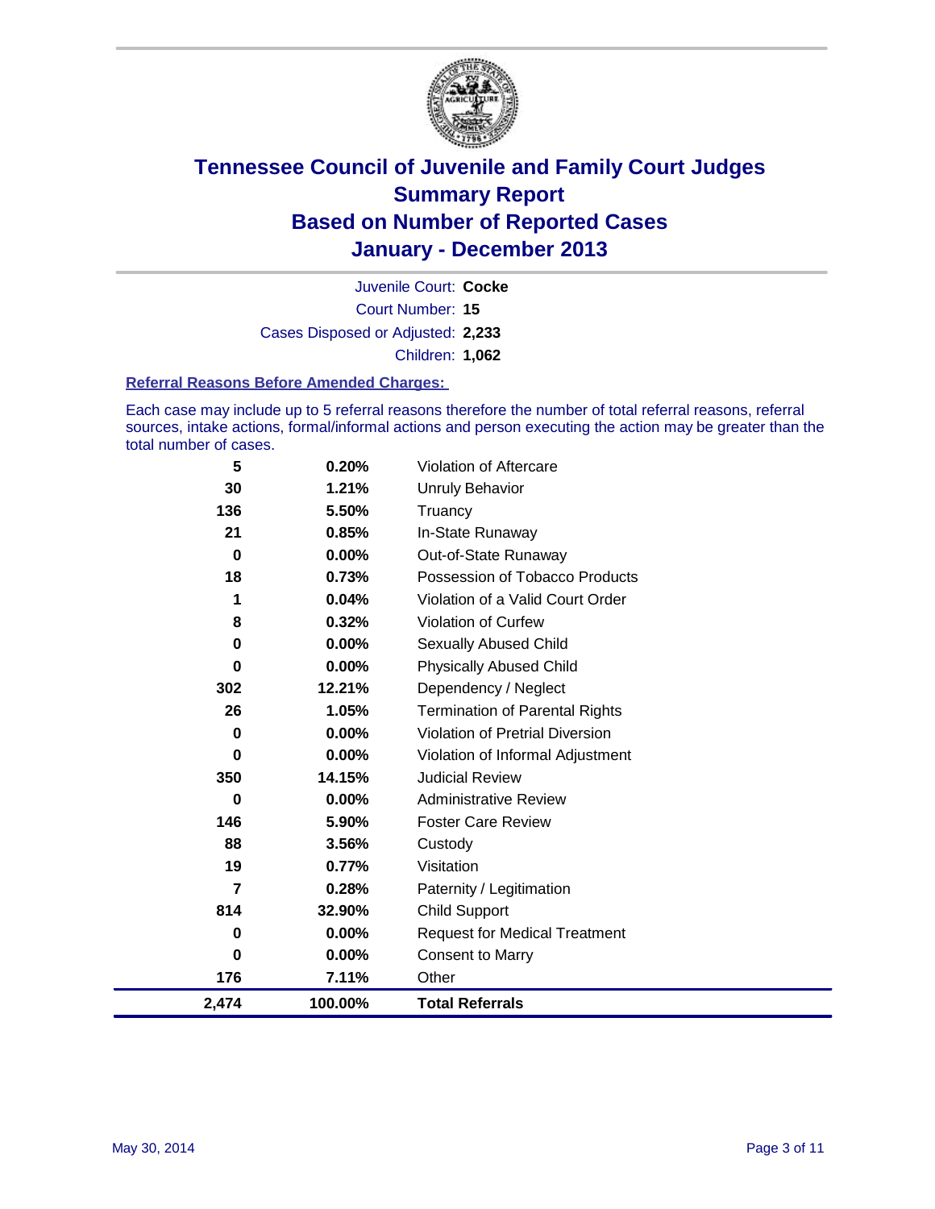# Tennessee Council of Juvenile and Family Court Judges
## Summary Report
## Based on Number of Reported Cases
## January - December 2013

Juvenile Court: **Cocke**

Court Number: **15**

Cases Disposed or Adjusted: **2,233**

Children: **1,062**

### Referral Reasons Before Amended Charges:

Each case may include up to 5 referral reasons therefore the number of total referral reasons, referral sources, intake actions, formal/informal actions and person executing the action may be greater than the total number of cases.

| Count | Percent | Referral Reason |
|---|---|---|
| 5 | 0.20% | Violation of Aftercare |
| 30 | 1.21% | Unruly Behavior |
| 136 | 5.50% | Truancy |
| 21 | 0.85% | In-State Runaway |
| 0 | 0.00% | Out-of-State Runaway |
| 18 | 0.73% | Possession of Tobacco Products |
| 1 | 0.04% | Violation of a Valid Court Order |
| 8 | 0.32% | Violation of Curfew |
| 0 | 0.00% | Sexually Abused Child |
| 0 | 0.00% | Physically Abused Child |
| 302 | 12.21% | Dependency / Neglect |
| 26 | 1.05% | Termination of Parental Rights |
| 0 | 0.00% | Violation of Pretrial Diversion |
| 0 | 0.00% | Violation of Informal Adjustment |
| 350 | 14.15% | Judicial Review |
| 0 | 0.00% | Administrative Review |
| 146 | 5.90% | Foster Care Review |
| 88 | 3.56% | Custody |
| 19 | 0.77% | Visitation |
| 7 | 0.28% | Paternity / Legitimation |
| 814 | 32.90% | Child Support |
| 0 | 0.00% | Request for Medical Treatment |
| 0 | 0.00% | Consent to Marry |
| 176 | 7.11% | Other |
| **2,474** | **100.00%** | **Total Referrals** |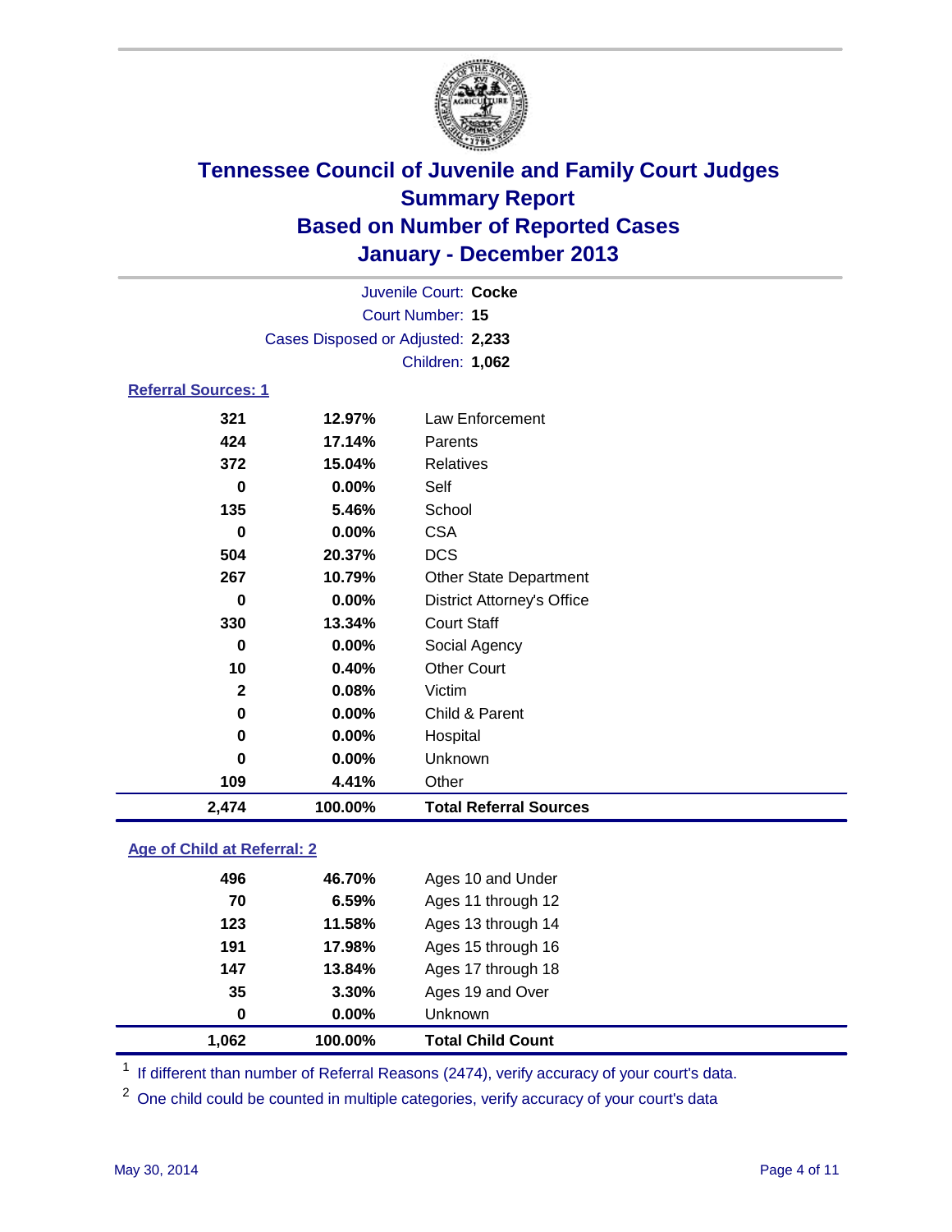# Tennessee Council of Juvenile and Family Court Judges
## Summary Report
## Based on Number of Reported Cases
## January - December 2013

Juvenile Court: **Cocke**
Court Number: **15**
Cases Disposed or Adjusted: **2,233**
Children: **1,062**

### Referral Sources: 1

| | | |
|---|---|---|
| 321 | 12.97% | Law Enforcement |
| 424 | 17.14% | Parents |
| 372 | 15.04% | Relatives |
| 0 | 0.00% | Self |
| 135 | 5.46% | School |
| 0 | 0.00% | CSA |
| 504 | 20.37% | DCS |
| 267 | 10.79% | Other State Department |
| 0 | 0.00% | District Attorney's Office |
| 330 | 13.34% | Court Staff |
| 0 | 0.00% | Social Agency |
| 10 | 0.40% | Other Court |
| 2 | 0.08% | Victim |
| 0 | 0.00% | Child & Parent |
| 0 | 0.00% | Hospital |
| 0 | 0.00% | Unknown |
| 109 | 4.41% | Other |
| **2,474** | **100.00%** | **Total Referral Sources** |

### Age of Child at Referral: 2

| | | |
|---|---|---|
| 496 | 46.70% | Ages 10 and Under |
| 70 | 6.59% | Ages 11 through 12 |
| 123 | 11.58% | Ages 13 through 14 |
| 191 | 17.98% | Ages 15 through 16 |
| 147 | 13.84% | Ages 17 through 18 |
| 35 | 3.30% | Ages 19 and Over |
| 0 | 0.00% | Unknown |
| **1,062** | **100.00%** | **Total Child Count** |

[1] If different than number of Referral Reasons (2474), verify accuracy of your court's data.

[2] One child could be counted in multiple categories, verify accuracy of your court's data

May 30, 2014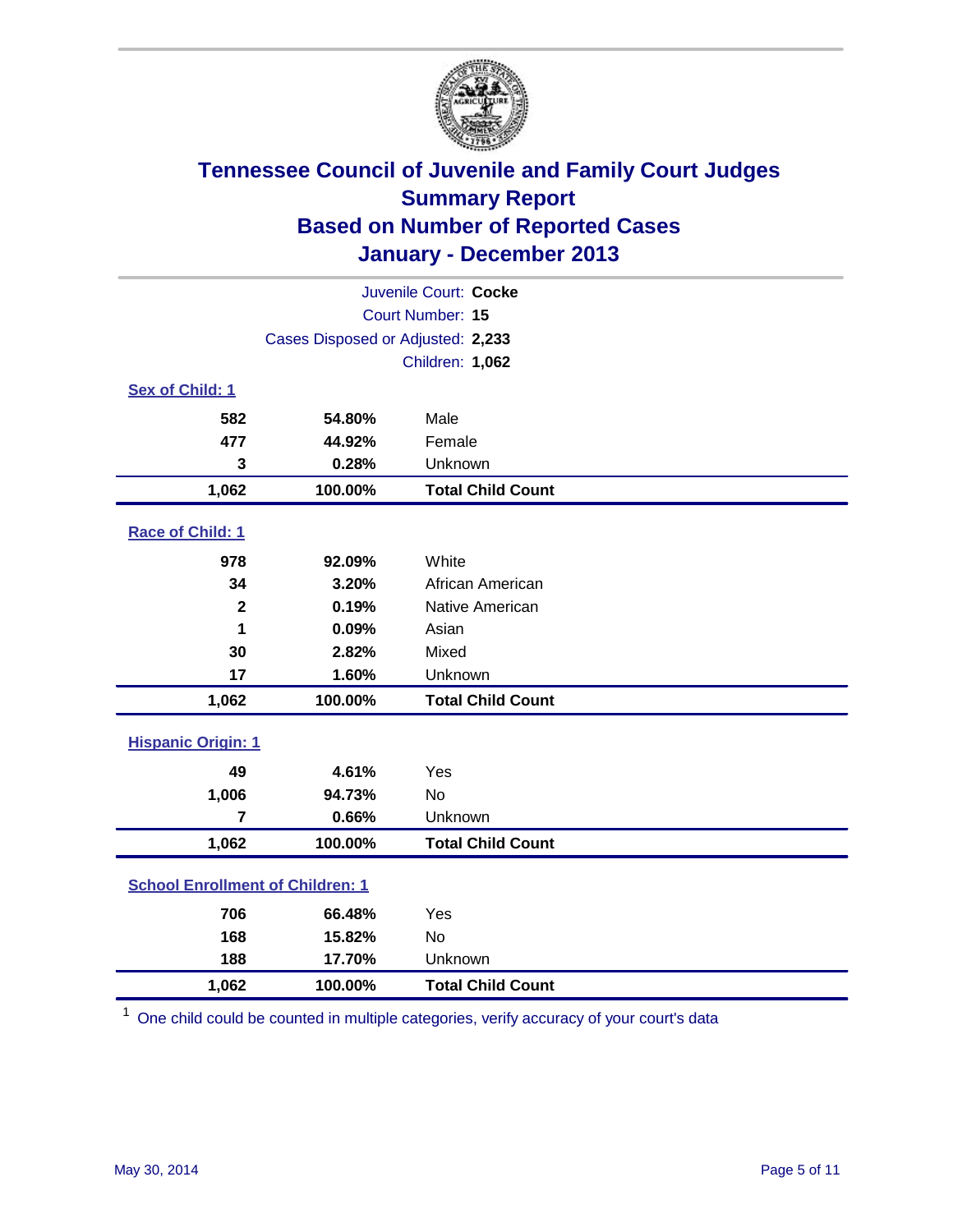# Tennessee Council of Juvenile and Family Court Judges
## Summary Report
## Based on Number of Reported Cases
## January - December 2013

Juvenile Court: **Cocke**
Court Number: **15**
Cases Disposed or Adjusted: **2,233**
Children: **1,062**

### Sex of Child: 1

| | | |
|---|---|---|
| 582 | 54.80% | Male |
| 477 | 44.92% | Female |
| 3 | 0.28% | Unknown |
| **1,062** | **100.00%** | **Total Child Count** |

### Race of Child: 1

| | | |
|---|---|---|
| 978 | 92.09% | White |
| 34 | 3.20% | African American |
| 2 | 0.19% | Native American |
| 1 | 0.09% | Asian |
| 30 | 2.82% | Mixed |
| 17 | 1.60% | Unknown |
| **1,062** | **100.00%** | **Total Child Count** |

### Hispanic Origin: 1

| | | |
|---|---|---|
| 49 | 4.61% | Yes |
| 1,006 | 94.73% | No |
| 7 | 0.66% | Unknown |
| **1,062** | **100.00%** | **Total Child Count** |

### School Enrollment of Children: 1

| | | |
|---|---|---|
| 706 | 66.48% | Yes |
| 168 | 15.82% | No |
| 188 | 17.70% | Unknown |
| **1,062** | **100.00%** | **Total Child Count** |

[1] One child could be counted in multiple categories, verify accuracy of your court's data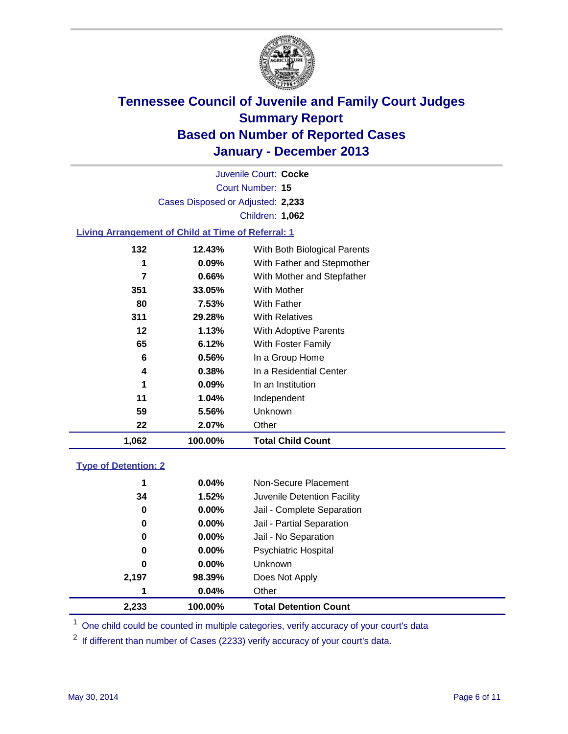# Tennessee Council of Juvenile and Family Court Judges
## Summary Report
## Based on Number of Reported Cases
## January - December 2013

Juvenile Court: **Cocke**

Court Number: **15**

Cases Disposed or Adjusted: **2,233**

Children: **1,062**

### Living Arrangement of Child at Time of Referral: 1

| Count | Percent | Category |
|---|---|---|
| 132 | 12.43% | With Both Biological Parents |
| 1 | 0.09% | With Father and Stepmother |
| 7 | 0.66% | With Mother and Stepfather |
| 351 | 33.05% | With Mother |
| 80 | 7.53% | With Father |
| 311 | 29.28% | With Relatives |
| 12 | 1.13% | With Adoptive Parents |
| 65 | 6.12% | With Foster Family |
| 6 | 0.56% | In a Group Home |
| 4 | 0.38% | In a Residential Center |
| 1 | 0.09% | In an Institution |
| 11 | 1.04% | Independent |
| 59 | 5.56% | Unknown |
| 22 | 2.07% | Other |
| **1,062** | **100.00%** | **Total Child Count** |

### Type of Detention: 2

| Count | Percent | Category |
|---|---|---|
| 1 | 0.04% | Non-Secure Placement |
| 34 | 1.52% | Juvenile Detention Facility |
| 0 | 0.00% | Jail - Complete Separation |
| 0 | 0.00% | Jail - Partial Separation |
| 0 | 0.00% | Jail - No Separation |
| 0 | 0.00% | Psychiatric Hospital |
| 0 | 0.00% | Unknown |
| 2,197 | 98.39% | Does Not Apply |
| 1 | 0.04% | Other |
| **2,233** | **100.00%** | **Total Detention Count** |

[1] One child could be counted in multiple categories, verify accuracy of your court's data

[2] If different than number of Cases (2233) verify accuracy of your court's data.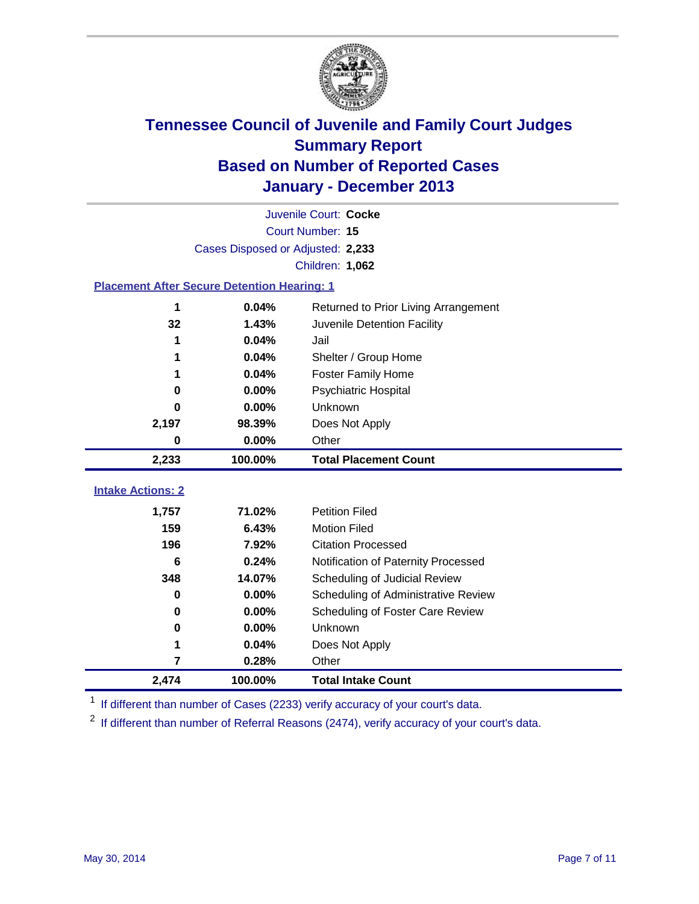# Tennessee Council of Juvenile and Family Court Judges
## Summary Report
## Based on Number of Reported Cases
## January - December 2013

Juvenile Court: **Cocke**
Court Number: **15**
Cases Disposed or Adjusted: **2,233**
Children: **1,062**

### Placement After Secure Detention Hearing: 1

| Count | Percent | Placement |
|---|---|---|
| 1 | 0.04% | Returned to Prior Living Arrangement |
| 32 | 1.43% | Juvenile Detention Facility |
| 1 | 0.04% | Jail |
| 1 | 0.04% | Shelter / Group Home |
| 1 | 0.04% | Foster Family Home |
| 0 | 0.00% | Psychiatric Hospital |
| 0 | 0.00% | Unknown |
| 2,197 | 98.39% | Does Not Apply |
| 0 | 0.00% | Other |
| **2,233** | **100.00%** | **Total Placement Count** |

### Intake Actions: 2

| Count | Percent | Action |
|---|---|---|
| 1,757 | 71.02% | Petition Filed |
| 159 | 6.43% | Motion Filed |
| 196 | 7.92% | Citation Processed |
| 6 | 0.24% | Notification of Paternity Processed |
| 348 | 14.07% | Scheduling of Judicial Review |
| 0 | 0.00% | Scheduling of Administrative Review |
| 0 | 0.00% | Scheduling of Foster Care Review |
| 0 | 0.00% | Unknown |
| 1 | 0.04% | Does Not Apply |
| 7 | 0.28% | Other |
| **2,474** | **100.00%** | **Total Intake Count** |

[1] If different than number of Cases (2233) verify accuracy of your court's data.

[2] If different than number of Referral Reasons (2474), verify accuracy of your court's data.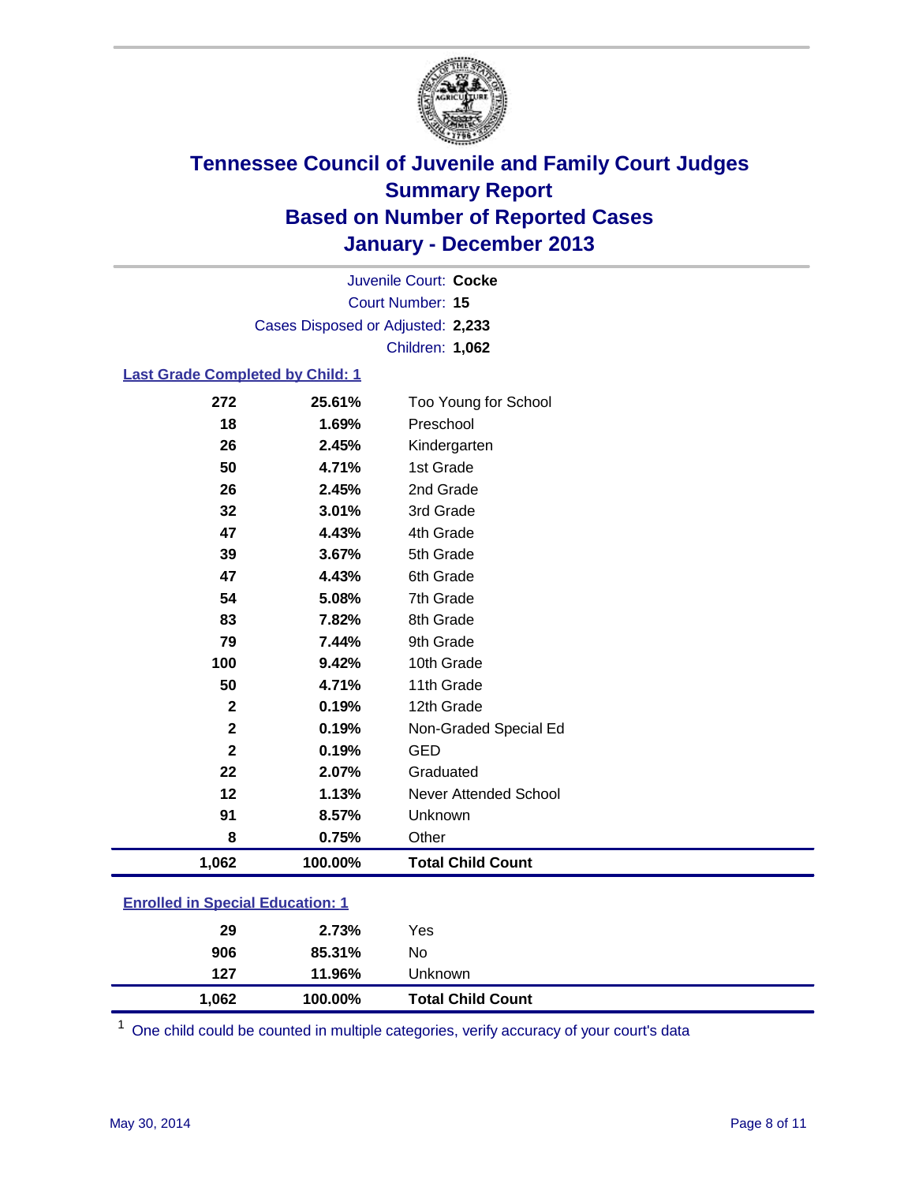# Tennessee Council of Juvenile and Family Court Judges
## Summary Report
## Based on Number of Reported Cases
## January - December 2013

Juvenile Court: **Cocke**
Court Number: **15**
Cases Disposed or Adjusted: **2,233**
Children: **1,062**

### Last Grade Completed by Child: 1

| Count | Percent | Category |
|---|---|---|
| 272 | 25.61% | Too Young for School |
| 18 | 1.69% | Preschool |
| 26 | 2.45% | Kindergarten |
| 50 | 4.71% | 1st Grade |
| 26 | 2.45% | 2nd Grade |
| 32 | 3.01% | 3rd Grade |
| 47 | 4.43% | 4th Grade |
| 39 | 3.67% | 5th Grade |
| 47 | 4.43% | 6th Grade |
| 54 | 5.08% | 7th Grade |
| 83 | 7.82% | 8th Grade |
| 79 | 7.44% | 9th Grade |
| 100 | 9.42% | 10th Grade |
| 50 | 4.71% | 11th Grade |
| 2 | 0.19% | 12th Grade |
| 2 | 0.19% | Non-Graded Special Ed |
| 2 | 0.19% | GED |
| 22 | 2.07% | Graduated |
| 12 | 1.13% | Never Attended School |
| 91 | 8.57% | Unknown |
| 8 | 0.75% | Other |
| **1,062** | **100.00%** | **Total Child Count** |

### Enrolled in Special Education: 1

| Count | Percent | Category |
|---|---|---|
| 29 | 2.73% | Yes |
| 906 | 85.31% | No |
| 127 | 11.96% | Unknown |
| **1,062** | **100.00%** | **Total Child Count** |

[1] One child could be counted in multiple categories, verify accuracy of your court's data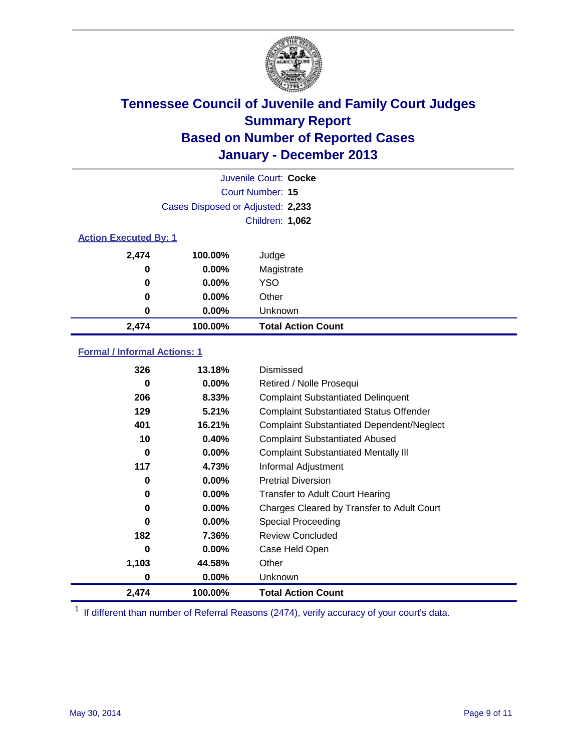# Tennessee Council of Juvenile and Family Court Judges
## Summary Report
## Based on Number of Reported Cases
## January - December 2013

Juvenile Court: **Cocke**
Court Number: **15**
Cases Disposed or Adjusted: **2,233**
Children: **1,062**

### Action Executed By: 1

| | | |
|---|---|---|
| 2,474 | 100.00% | Judge |
| 0 | 0.00% | Magistrate |
| 0 | 0.00% | YSO |
| 0 | 0.00% | Other |
| 0 | 0.00% | Unknown |
| **2,474** | **100.00%** | **Total Action Count** |

### Formal / Informal Actions: 1

| | | |
|---|---|---|
| 326 | 13.18% | Dismissed |
| 0 | 0.00% | Retired / Nolle Prosequi |
| 206 | 8.33% | Complaint Substantiated Delinquent |
| 129 | 5.21% | Complaint Substantiated Status Offender |
| 401 | 16.21% | Complaint Substantiated Dependent/Neglect |
| 10 | 0.40% | Complaint Substantiated Abused |
| 0 | 0.00% | Complaint Substantiated Mentally Ill |
| 117 | 4.73% | Informal Adjustment |
| 0 | 0.00% | Pretrial Diversion |
| 0 | 0.00% | Transfer to Adult Court Hearing |
| 0 | 0.00% | Charges Cleared by Transfer to Adult Court |
| 0 | 0.00% | Special Proceeding |
| 182 | 7.36% | Review Concluded |
| 0 | 0.00% | Case Held Open |
| 1,103 | 44.58% | Other |
| 0 | 0.00% | Unknown |
| **2,474** | **100.00%** | **Total Action Count** |

[1] If different than number of Referral Reasons (2474), verify accuracy of your court's data.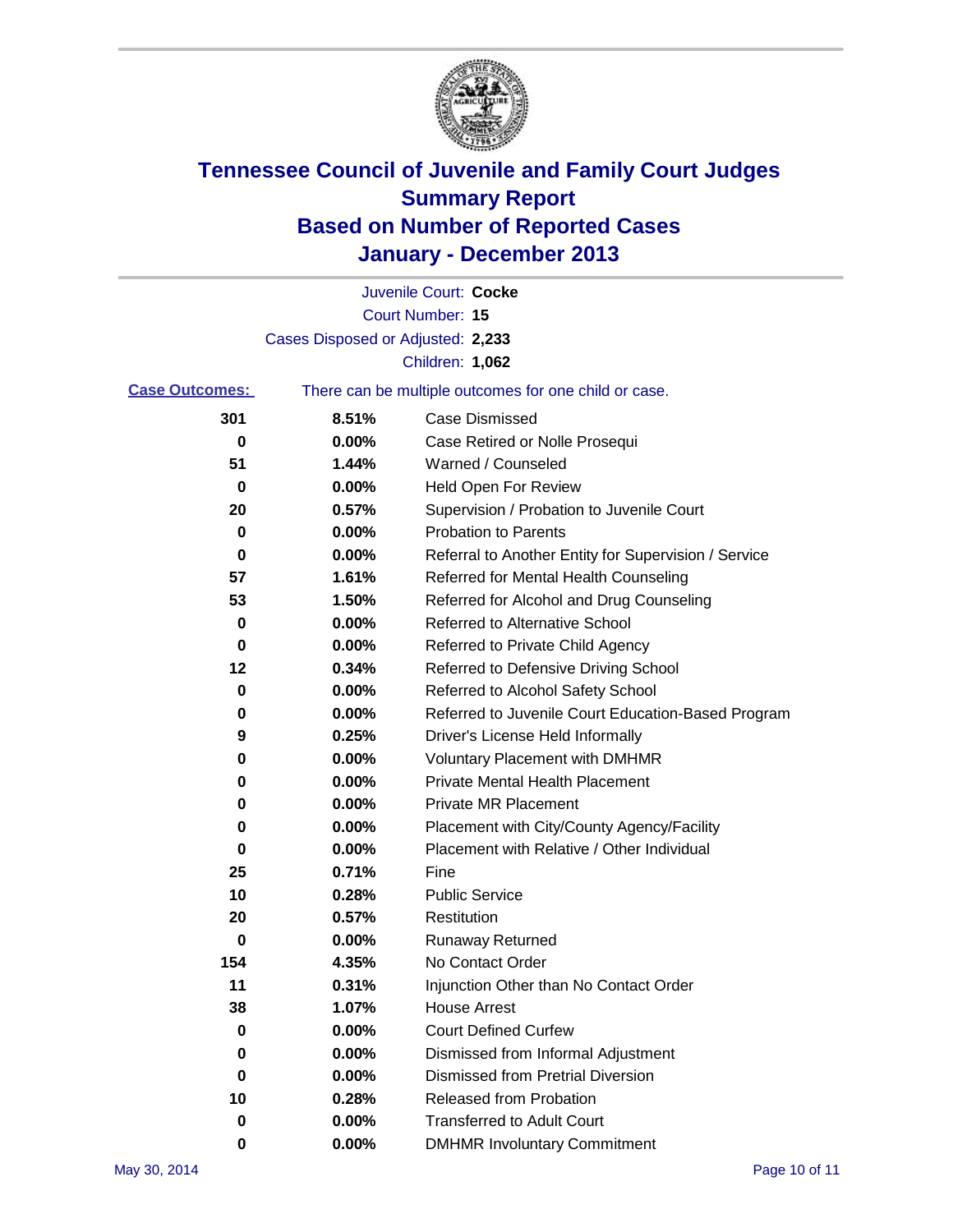# Tennessee Council of Juvenile and Family Court Judges
## Summary Report
## Based on Number of Reported Cases
## January - December 2013

Juvenile Court: **Cocke**

Court Number: **15**

Cases Disposed or Adjusted: **2,233**

Children: **1,062**

**Case Outcomes:** There can be multiple outcomes for one child or case.

| Count | Percent | Outcome |
|---|---|---|
| 301 | 8.51% | Case Dismissed |
| 0 | 0.00% | Case Retired or Nolle Prosequi |
| 51 | 1.44% | Warned / Counseled |
| 0 | 0.00% | Held Open For Review |
| 20 | 0.57% | Supervision / Probation to Juvenile Court |
| 0 | 0.00% | Probation to Parents |
| 0 | 0.00% | Referral to Another Entity for Supervision / Service |
| 57 | 1.61% | Referred for Mental Health Counseling |
| 53 | 1.50% | Referred for Alcohol and Drug Counseling |
| 0 | 0.00% | Referred to Alternative School |
| 0 | 0.00% | Referred to Private Child Agency |
| 12 | 0.34% | Referred to Defensive Driving School |
| 0 | 0.00% | Referred to Alcohol Safety School |
| 0 | 0.00% | Referred to Juvenile Court Education-Based Program |
| 9 | 0.25% | Driver's License Held Informally |
| 0 | 0.00% | Voluntary Placement with DMHMR |
| 0 | 0.00% | Private Mental Health Placement |
| 0 | 0.00% | Private MR Placement |
| 0 | 0.00% | Placement with City/County Agency/Facility |
| 0 | 0.00% | Placement with Relative / Other Individual |
| 25 | 0.71% | Fine |
| 10 | 0.28% | Public Service |
| 20 | 0.57% | Restitution |
| 0 | 0.00% | Runaway Returned |
| 154 | 4.35% | No Contact Order |
| 11 | 0.31% | Injunction Other than No Contact Order |
| 38 | 1.07% | House Arrest |
| 0 | 0.00% | Court Defined Curfew |
| 0 | 0.00% | Dismissed from Informal Adjustment |
| 0 | 0.00% | Dismissed from Pretrial Diversion |
| 10 | 0.28% | Released from Probation |
| 0 | 0.00% | Transferred to Adult Court |
| 0 | 0.00% | DMHMR Involuntary Commitment |

May 30, 2014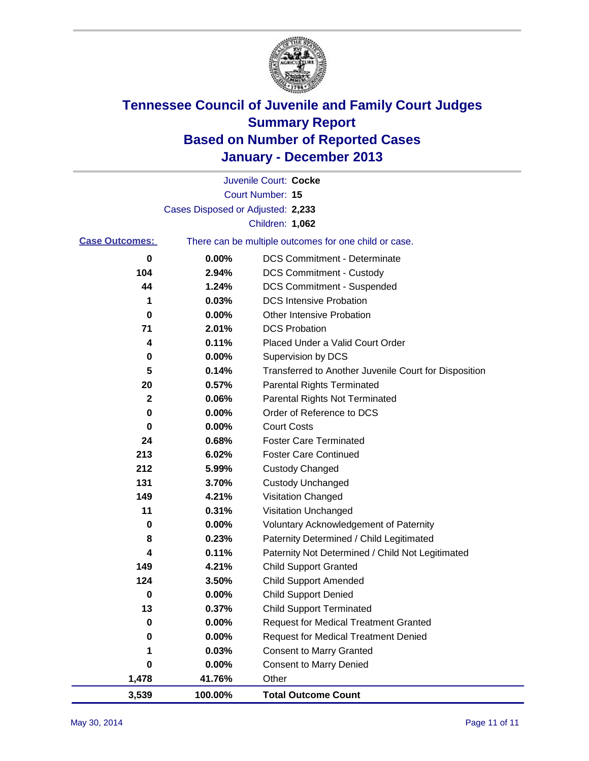# Tennessee Council of Juvenile and Family Court Judges
# Summary Report
# Based on Number of Reported Cases
# January - December 2013

Juvenile Court: **Cocke**

Court Number: **15**

Cases Disposed or Adjusted: **2,233**

Children: **1,062**

**Case Outcomes:** There can be multiple outcomes for one child or case.

| | | |
|---|---|---|
| 0 | 0.00% | DCS Commitment - Determinate |
| 104 | 2.94% | DCS Commitment - Custody |
| 44 | 1.24% | DCS Commitment - Suspended |
| 1 | 0.03% | DCS Intensive Probation |
| 0 | 0.00% | Other Intensive Probation |
| 71 | 2.01% | DCS Probation |
| 4 | 0.11% | Placed Under a Valid Court Order |
| 0 | 0.00% | Supervision by DCS |
| 5 | 0.14% | Transferred to Another Juvenile Court for Disposition |
| 20 | 0.57% | Parental Rights Terminated |
| 2 | 0.06% | Parental Rights Not Terminated |
| 0 | 0.00% | Order of Reference to DCS |
| 0 | 0.00% | Court Costs |
| 24 | 0.68% | Foster Care Terminated |
| 213 | 6.02% | Foster Care Continued |
| 212 | 5.99% | Custody Changed |
| 131 | 3.70% | Custody Unchanged |
| 149 | 4.21% | Visitation Changed |
| 11 | 0.31% | Visitation Unchanged |
| 0 | 0.00% | Voluntary Acknowledgement of Paternity |
| 8 | 0.23% | Paternity Determined / Child Legitimated |
| 4 | 0.11% | Paternity Not Determined / Child Not Legitimated |
| 149 | 4.21% | Child Support Granted |
| 124 | 3.50% | Child Support Amended |
| 0 | 0.00% | Child Support Denied |
| 13 | 0.37% | Child Support Terminated |
| 0 | 0.00% | Request for Medical Treatment Granted |
| 0 | 0.00% | Request for Medical Treatment Denied |
| 1 | 0.03% | Consent to Marry Granted |
| 0 | 0.00% | Consent to Marry Denied |
| 1,478 | 41.76% | Other |
| **3,539** | **100.00%** | **Total Outcome Count** |

May 30, 2014